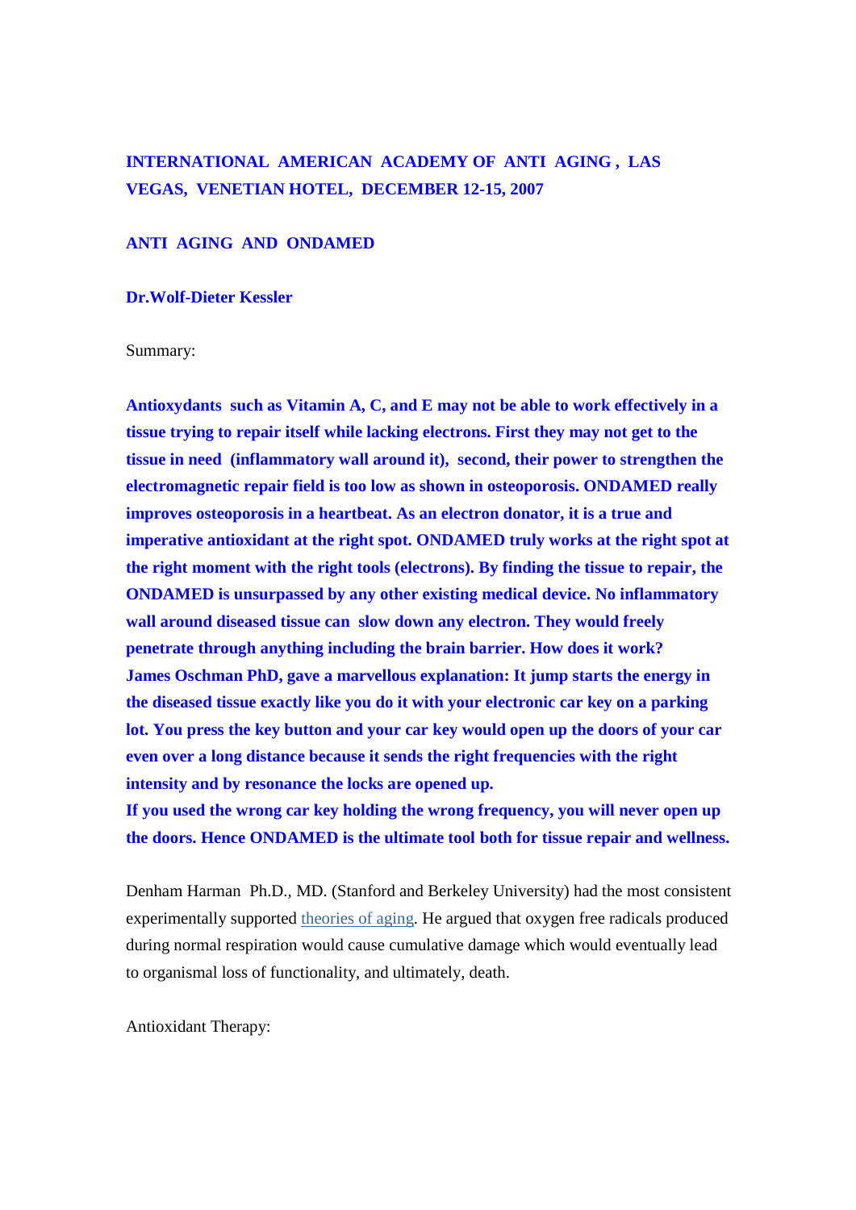**INTERNATIONAL AMERICAN ACADEMY OF ANTI AGING , LAS VEGAS, VENETIAN HOTEL, DECEMBER 12-15, 2007**

**ANTI AGING AND ONDAMED**

**Dr.Wolf-Dieter Kessler**

Summary:

**Antioxydants such as Vitamin A, C, and E may not be able to work effectively in a tissue trying to repair itself while lacking electrons. First they may not get to the tissue in need (inflammatory wall around it), second, their power to strengthen the electromagnetic repair field is too low as shown in osteoporosis. ONDAMED really improves osteoporosis in a heartbeat. As an electron donator, it is a true and imperative antioxidant at the right spot. ONDAMED truly works at the right spot at the right moment with the right tools (electrons). By finding the tissue to repair, the ONDAMED is unsurpassed by any other existing medical device. No inflammatory wall around diseased tissue can slow down any electron. They would freely penetrate through anything including the brain barrier. How does it work? James Oschman PhD, gave a marvellous explanation: It jump starts the energy in the diseased tissue exactly like you do it with your electronic car key on a parking lot. You press the key button and your car key would open up the doors of your car even over a long distance because it sends the right frequencies with the right intensity and by resonance the locks are opened up.**
**If you used the wrong car key holding the wrong frequency, you will never open up the doors. Hence ONDAMED is the ultimate tool both for tissue repair and wellness.**

Denham Harman Ph.D., MD. (Stanford and Berkeley University) had the most consistent experimentally supported theories of aging. He argued that oxygen free radicals produced during normal respiration would cause cumulative damage which would eventually lead to organismal loss of functionality, and ultimately, death.

Antioxidant Therapy: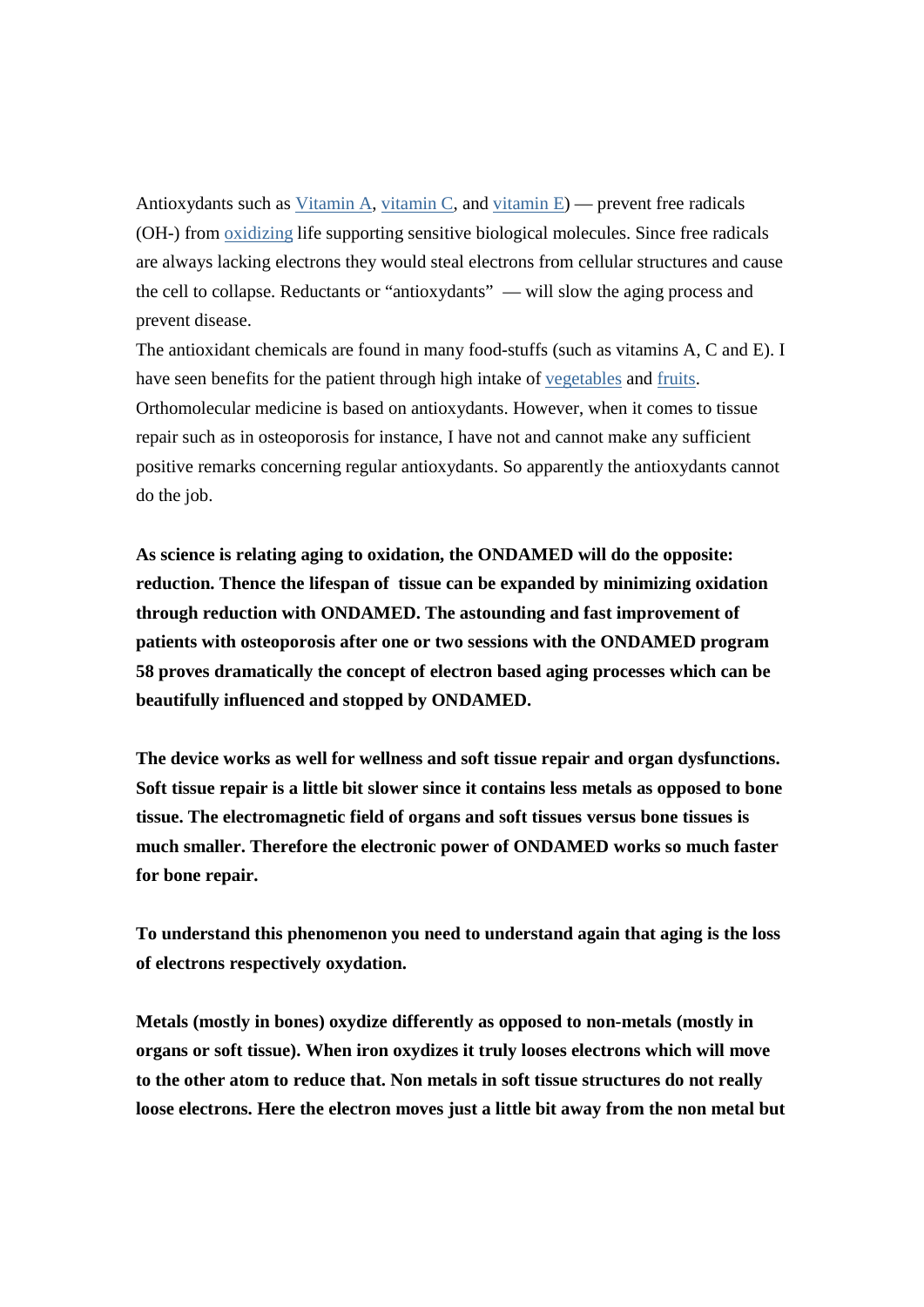Antioxydants such as Vitamin A, vitamin C, and vitamin E) — prevent free radicals (OH-) from oxidizing life supporting sensitive biological molecules. Since free radicals are always lacking electrons they would steal electrons from cellular structures and cause the cell to collapse. Reductants or "antioxydants" — will slow the aging process and prevent disease.

The antioxidant chemicals are found in many food-stuffs (such as vitamins A, C and E). I have seen benefits for the patient through high intake of vegetables and fruits. Orthomolecular medicine is based on antioxydants. However, when it comes to tissue repair such as in osteoporosis for instance, I have not and cannot make any sufficient positive remarks concerning regular antioxydants. So apparently the antioxydants cannot do the job.

**As science is relating aging to oxidation, the ONDAMED will do the opposite: reduction. Thence the lifespan of tissue can be expanded by minimizing oxidation through reduction with ONDAMED. The astounding and fast improvement of patients with osteoporosis after one or two sessions with the ONDAMED program 58 proves dramatically the concept of electron based aging processes which can be beautifully influenced and stopped by ONDAMED.**

**The device works as well for wellness and soft tissue repair and organ dysfunctions. Soft tissue repair is a little bit slower since it contains less metals as opposed to bone tissue. The electromagnetic field of organs and soft tissues versus bone tissues is much smaller. Therefore the electronic power of ONDAMED works so much faster for bone repair.**

**To understand this phenomenon you need to understand again that aging is the loss of electrons respectively oxydation.**

**Metals (mostly in bones) oxydize differently as opposed to non-metals (mostly in organs or soft tissue). When iron oxydizes it truly looses electrons which will move to the other atom to reduce that. Non metals in soft tissue structures do not really loose electrons. Here the electron moves just a little bit away from the non metal but**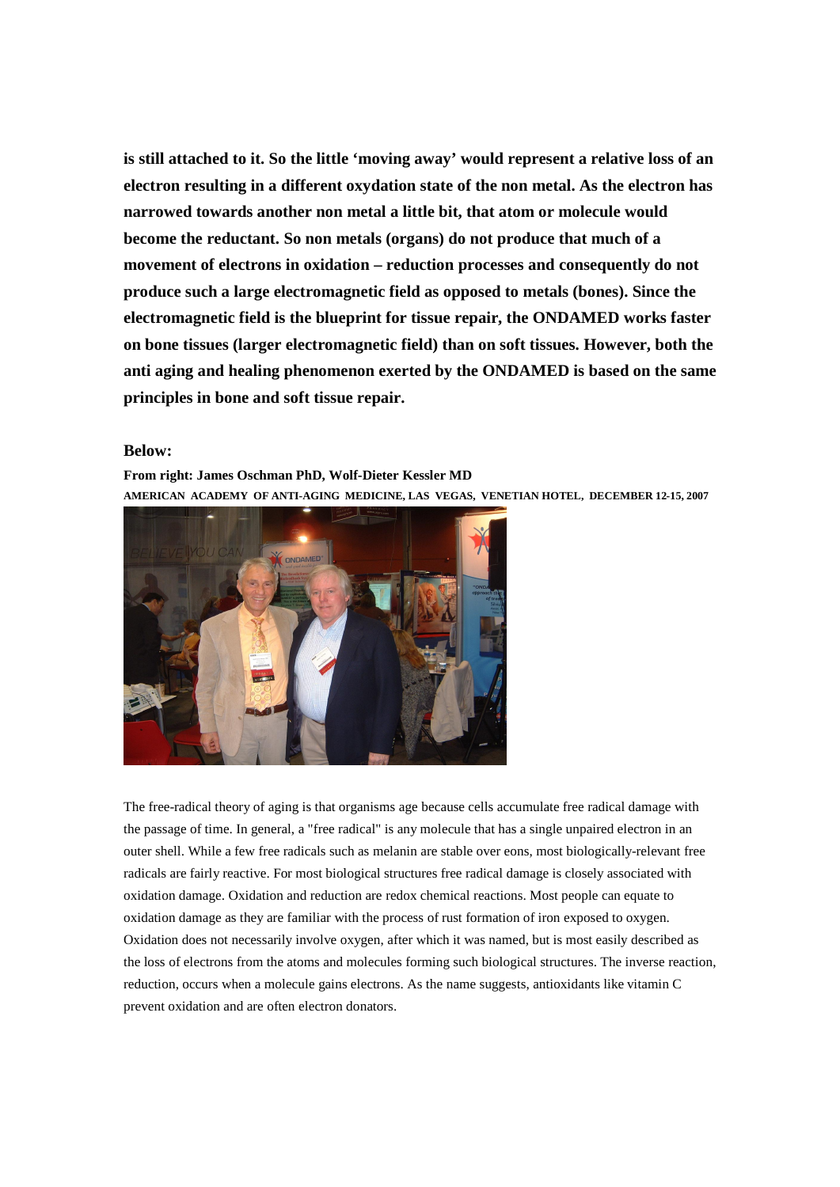**is still attached to it. So the little 'moving away' would represent a relative loss of an electron resulting in a different oxydation state of the non metal. As the electron has narrowed towards another non metal a little bit, that atom or molecule would become the reductant. So non metals (organs) do not produce that much of a movement of electrons in oxidation – reduction processes and consequently do not produce such a large electromagnetic field as opposed to metals (bones). Since the electromagnetic field is the blueprint for tissue repair, the ONDAMED works faster on bone tissues (larger electromagnetic field) than on soft tissues. However, both the anti aging and healing phenomenon exerted by the ONDAMED is based on the same principles in bone and soft tissue repair.**

**Below:**

**From right: James Oschman PhD, Wolf-Dieter Kessler MD**

**AMERICAN ACADEMY OF ANTI-AGING MEDICINE, LAS VEGAS, VENETIAN HOTEL, DECEMBER 12-15, 2007**

The free-radical theory of aging is that organisms age because cells accumulate free radical damage with the passage of time. In general, a "free radical" is any molecule that has a single unpaired electron in an outer shell. While a few free radicals such as melanin are stable over eons, most biologically-relevant free radicals are fairly reactive. For most biological structures free radical damage is closely associated with oxidation damage. Oxidation and reduction are redox chemical reactions. Most people can equate to oxidation damage as they are familiar with the process of rust formation of iron exposed to oxygen. Oxidation does not necessarily involve oxygen, after which it was named, but is most easily described as the loss of electrons from the atoms and molecules forming such biological structures. The inverse reaction, reduction, occurs when a molecule gains electrons. As the name suggests, antioxidants like vitamin C prevent oxidation and are often electron donators.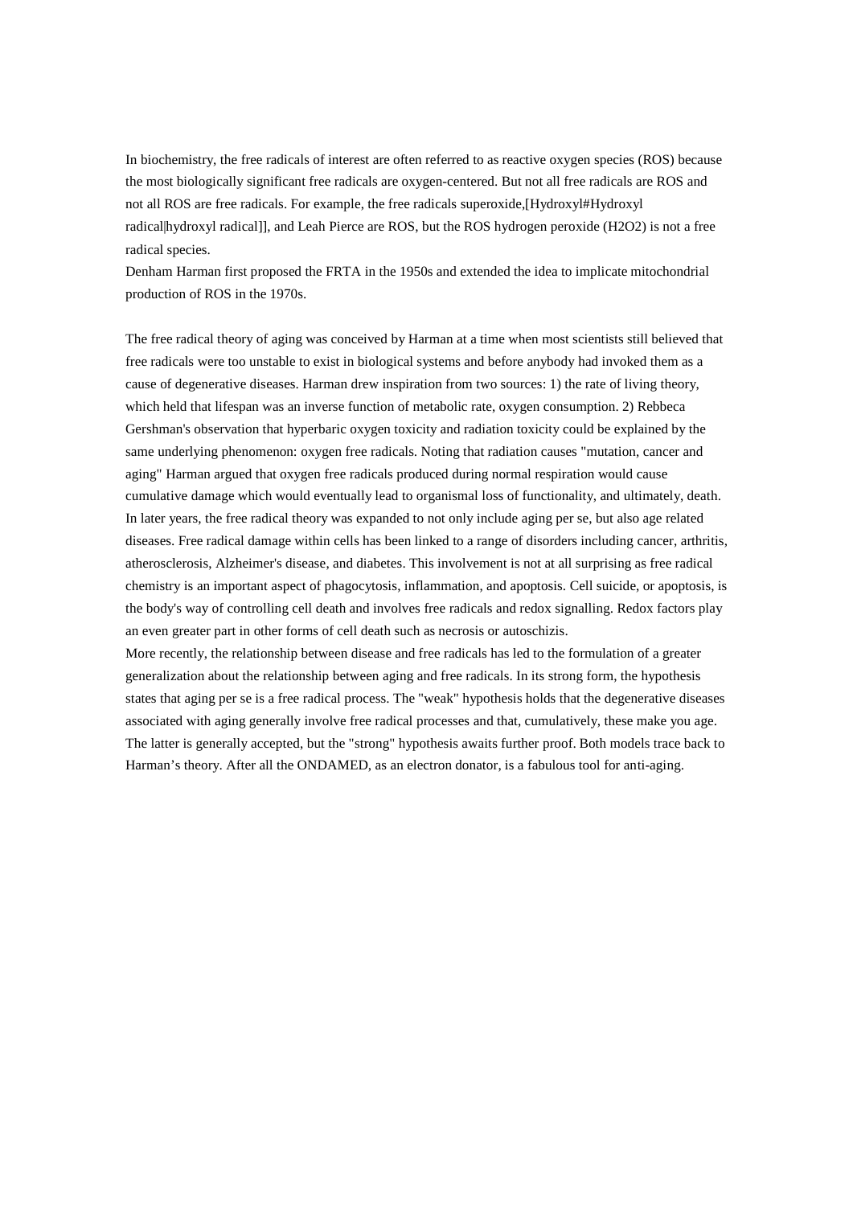In biochemistry, the free radicals of interest are often referred to as reactive oxygen species (ROS) because the most biologically significant free radicals are oxygen-centered. But not all free radicals are ROS and not all ROS are free radicals. For example, the free radicals superoxide,[Hydroxyl#Hydroxyl radical|hydroxyl radical]], and Leah Pierce are ROS, but the ROS hydrogen peroxide ($H_2O_2$) is not a free radical species.

Denham Harman first proposed the FRTA in the 1950s and extended the idea to implicate mitochondrial production of ROS in the 1970s.

The free radical theory of aging was conceived by Harman at a time when most scientists still believed that free radicals were too unstable to exist in biological systems and before anybody had invoked them as a cause of degenerative diseases. Harman drew inspiration from two sources: 1) the rate of living theory, which held that lifespan was an inverse function of metabolic rate, oxygen consumption. 2) Rebbeca Gershman's observation that hyperbaric oxygen toxicity and radiation toxicity could be explained by the same underlying phenomenon: oxygen free radicals. Noting that radiation causes "mutation, cancer and aging" Harman argued that oxygen free radicals produced during normal respiration would cause cumulative damage which would eventually lead to organismal loss of functionality, and ultimately, death. In later years, the free radical theory was expanded to not only include aging per se, but also age related diseases. Free radical damage within cells has been linked to a range of disorders including cancer, arthritis, atherosclerosis, Alzheimer's disease, and diabetes. This involvement is not at all surprising as free radical chemistry is an important aspect of phagocytosis, inflammation, and apoptosis. Cell suicide, or apoptosis, is the body's way of controlling cell death and involves free radicals and redox signalling. Redox factors play an even greater part in other forms of cell death such as necrosis or autoschizis.

More recently, the relationship between disease and free radicals has led to the formulation of a greater generalization about the relationship between aging and free radicals. In its strong form, the hypothesis states that aging per se is a free radical process. The "weak" hypothesis holds that the degenerative diseases associated with aging generally involve free radical processes and that, cumulatively, these make you age. The latter is generally accepted, but the "strong" hypothesis awaits further proof. Both models trace back to Harman's theory. After all the ONDAMED, as an electron donator, is a fabulous tool for anti-aging.